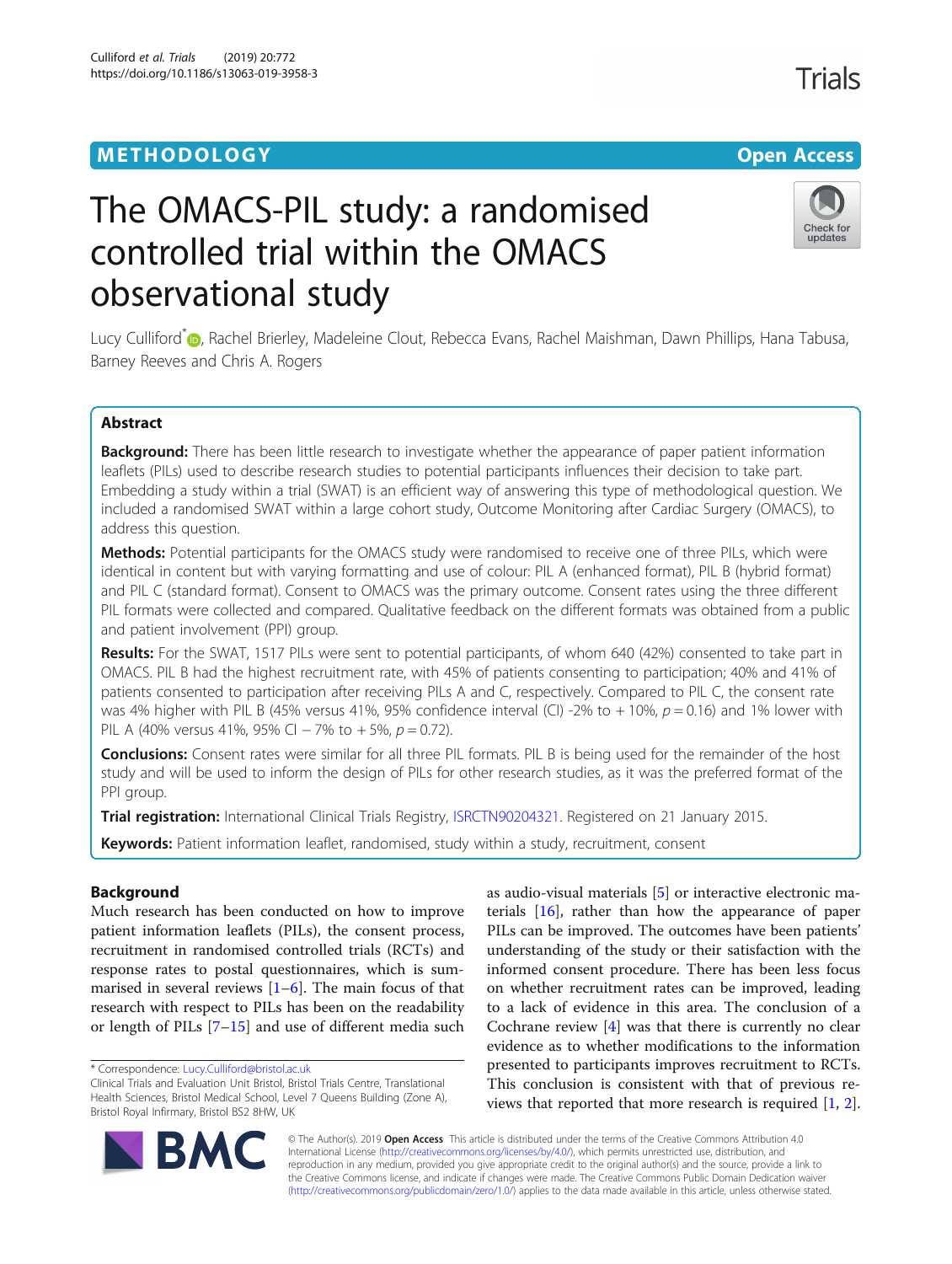METHODOLOGY

Open Access

# The OMACS-PIL study: a randomised controlled trial within the OMACS observational study

Lucy Culliford*, Rachel Brierley, Madeleine Clout, Rebecca Evans, Rachel Maishman, Dawn Phillips, Hana Tabusa, Barney Reeves and Chris A. Rogers

## Abstract

**Background:** There has been little research to investigate whether the appearance of paper patient information leaflets (PILs) used to describe research studies to potential participants influences their decision to take part. Embedding a study within a trial (SWAT) is an efficient way of answering this type of methodological question. We included a randomised SWAT within a large cohort study, Outcome Monitoring after Cardiac Surgery (OMACS), to address this question.

**Methods:** Potential participants for the OMACS study were randomised to receive one of three PILs, which were identical in content but with varying formatting and use of colour: PIL A (enhanced format), PIL B (hybrid format) and PIL C (standard format). Consent to OMACS was the primary outcome. Consent rates using the three different PIL formats were collected and compared. Qualitative feedback on the different formats was obtained from a public and patient involvement (PPI) group.

**Results:** For the SWAT, 1517 PILs were sent to potential participants, of whom 640 (42%) consented to take part in OMACS. PIL B had the highest recruitment rate, with 45% of patients consenting to participation; 40% and 41% of patients consented to participation after receiving PILs A and C, respectively. Compared to PIL C, the consent rate was 4% higher with PIL B (45% versus 41%, 95% confidence interval (CI) -2% to + 10%, $p = 0.16$) and 1% lower with PIL A (40% versus 41%, 95% CI − 7% to + 5%, $p = 0.72$).

**Conclusions:** Consent rates were similar for all three PIL formats. PIL B is being used for the remainder of the host study and will be used to inform the design of PILs for other research studies, as it was the preferred format of the PPI group.

**Trial registration:** International Clinical Trials Registry, ISRCTN90204321. Registered on 21 January 2015.

**Keywords:** Patient information leaflet, randomised, study within a study, recruitment, consent

## Background

Much research has been conducted on how to improve patient information leaflets (PILs), the consent process, recruitment in randomised controlled trials (RCTs) and response rates to postal questionnaires, which is summarised in several reviews [1–6]. The main focus of that research with respect to PILs has been on the readability or length of PILs [7–15] and use of different media such as audio-visual materials [5] or interactive electronic materials [16], rather than how the appearance of paper PILs can be improved. The outcomes have been patients' understanding of the study or their satisfaction with the informed consent procedure. There has been less focus on whether recruitment rates can be improved, leading to a lack of evidence in this area. The conclusion of a Cochrane review [4] was that there is currently no clear evidence as to whether modifications to the information presented to participants improves recruitment to RCTs. This conclusion is consistent with that of previous reviews that reported that more research is required [1, 2].

* Correspondence: Lucy.Culliford@bristol.ac.uk
Clinical Trials and Evaluation Unit Bristol, Bristol Trials Centre, Translational Health Sciences, Bristol Medical School, Level 7 Queens Building (Zone A), Bristol Royal Infirmary, Bristol BS2 8HW, UK

© The Author(s). 2019 **Open Access** This article is distributed under the terms of the Creative Commons Attribution 4.0 International License (http://creativecommons.org/licenses/by/4.0/), which permits unrestricted use, distribution, and reproduction in any medium, provided you give appropriate credit to the original author(s) and the source, provide a link to the Creative Commons license, and indicate if changes were made. The Creative Commons Public Domain Dedication waiver (http://creativecommons.org/publicdomain/zero/1.0/) applies to the data made available in this article, unless otherwise stated.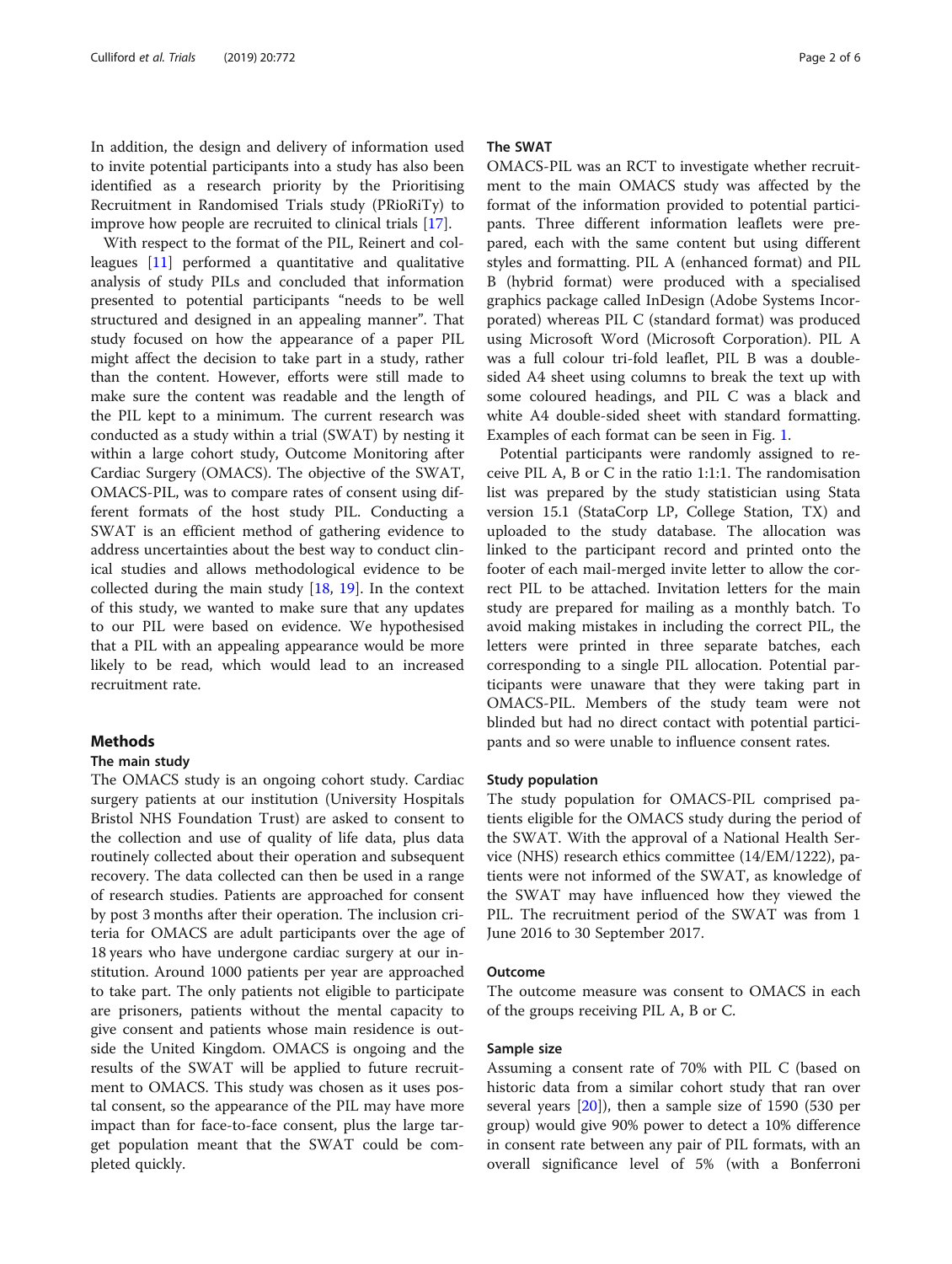In addition, the design and delivery of information used to invite potential participants into a study has also been identified as a research priority by the Prioritising Recruitment in Randomised Trials study (PRioRiTy) to improve how people are recruited to clinical trials [17].

With respect to the format of the PIL, Reinert and colleagues [11] performed a quantitative and qualitative analysis of study PILs and concluded that information presented to potential participants "needs to be well structured and designed in an appealing manner". That study focused on how the appearance of a paper PIL might affect the decision to take part in a study, rather than the content. However, efforts were still made to make sure the content was readable and the length of the PIL kept to a minimum. The current research was conducted as a study within a trial (SWAT) by nesting it within a large cohort study, Outcome Monitoring after Cardiac Surgery (OMACS). The objective of the SWAT, OMACS-PIL, was to compare rates of consent using different formats of the host study PIL. Conducting a SWAT is an efficient method of gathering evidence to address uncertainties about the best way to conduct clinical studies and allows methodological evidence to be collected during the main study [18, 19]. In the context of this study, we wanted to make sure that any updates to our PIL were based on evidence. We hypothesised that a PIL with an appealing appearance would be more likely to be read, which would lead to an increased recruitment rate.

## Methods

### The main study

The OMACS study is an ongoing cohort study. Cardiac surgery patients at our institution (University Hospitals Bristol NHS Foundation Trust) are asked to consent to the collection and use of quality of life data, plus data routinely collected about their operation and subsequent recovery. The data collected can then be used in a range of research studies. Patients are approached for consent by post 3 months after their operation. The inclusion criteria for OMACS are adult participants over the age of 18 years who have undergone cardiac surgery at our institution. Around 1000 patients per year are approached to take part. The only patients not eligible to participate are prisoners, patients without the mental capacity to give consent and patients whose main residence is outside the United Kingdom. OMACS is ongoing and the results of the SWAT will be applied to future recruitment to OMACS. This study was chosen as it uses postal consent, so the appearance of the PIL may have more impact than for face-to-face consent, plus the large target population meant that the SWAT could be completed quickly.

### The SWAT

OMACS-PIL was an RCT to investigate whether recruitment to the main OMACS study was affected by the format of the information provided to potential participants. Three different information leaflets were prepared, each with the same content but using different styles and formatting. PIL A (enhanced format) and PIL B (hybrid format) were produced with a specialised graphics package called InDesign (Adobe Systems Incorporated) whereas PIL C (standard format) was produced using Microsoft Word (Microsoft Corporation). PIL A was a full colour tri-fold leaflet, PIL B was a double-sided A4 sheet using columns to break the text up with some coloured headings, and PIL C was a black and white A4 double-sided sheet with standard formatting. Examples of each format can be seen in Fig. 1.

Potential participants were randomly assigned to receive PIL A, B or C in the ratio 1:1:1. The randomisation list was prepared by the study statistician using Stata version 15.1 (StataCorp LP, College Station, TX) and uploaded to the study database. The allocation was linked to the participant record and printed onto the footer of each mail-merged invite letter to allow the correct PIL to be attached. Invitation letters for the main study are prepared for mailing as a monthly batch. To avoid making mistakes in including the correct PIL, the letters were printed in three separate batches, each corresponding to a single PIL allocation. Potential participants were unaware that they were taking part in OMACS-PIL. Members of the study team were not blinded but had no direct contact with potential participants and so were unable to influence consent rates.

### Study population

The study population for OMACS-PIL comprised patients eligible for the OMACS study during the period of the SWAT. With the approval of a National Health Service (NHS) research ethics committee (14/EM/1222), patients were not informed of the SWAT, as knowledge of the SWAT may have influenced how they viewed the PIL. The recruitment period of the SWAT was from 1 June 2016 to 30 September 2017.

### Outcome

The outcome measure was consent to OMACS in each of the groups receiving PIL A, B or C.

### Sample size

Assuming a consent rate of 70% with PIL C (based on historic data from a similar cohort study that ran over several years [20]), then a sample size of 1590 (530 per group) would give 90% power to detect a 10% difference in consent rate between any pair of PIL formats, with an overall significance level of 5% (with a Bonferroni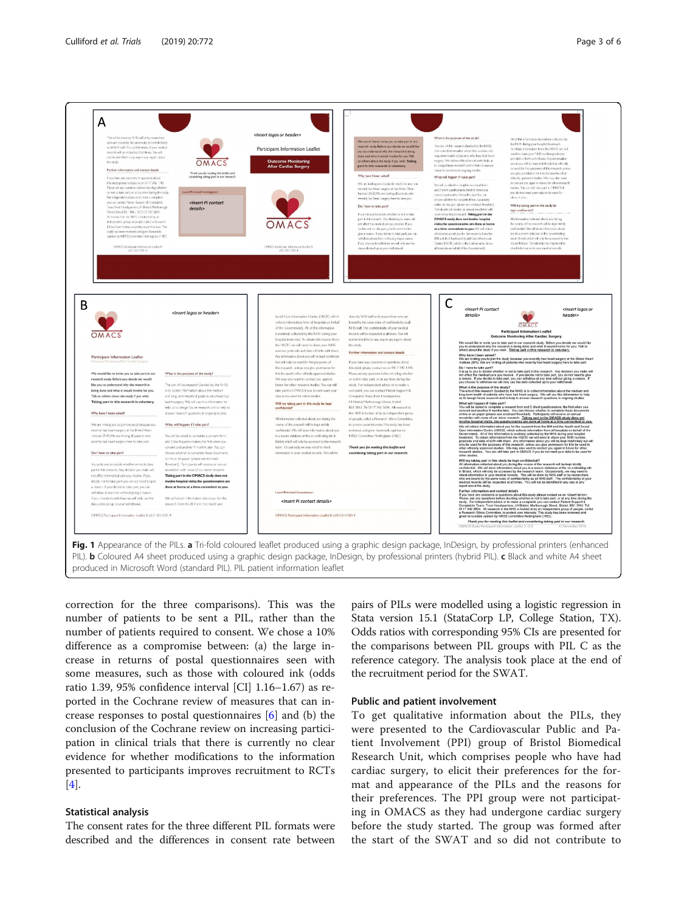**Fig. 1** Appearance of the PILs. **a** Tri-fold coloured leaflet produced using a graphic design package, InDesign, by professional printers (enhanced PIL). **b** Coloured A4 sheet produced using a graphic design package, InDesign, by professional printers (hybrid PIL). **c** Black and white A4 sheet produced in Microsoft Word (standard PIL). PIL patient information leaflet

correction for the three comparisons). This was the number of patients to be sent a PIL, rather than the number of patients required to consent. We chose a 10% difference as a compromise between: (a) the large increase in returns of postal questionnaires seen with some measures, such as those with coloured ink (odds ratio 1.39, 95% confidence interval [CI] 1.16–1.67) as reported in the Cochrane review of measures that can increase responses to postal questionnaires [6] and (b) the conclusion of the Cochrane review on increasing participation in clinical trials that there is currently no clear evidence for whether modifications to the information presented to participants improves recruitment to RCTs [4].

### Statistical analysis

The consent rates for the three different PIL formats were described and the differences in consent rate between pairs of PILs were modelled using a logistic regression in Stata version 15.1 (StataCorp LP, College Station, TX). Odds ratios with corresponding 95% CIs are presented for the comparisons between PIL groups with PIL C as the reference category. The analysis took place at the end of the recruitment period for the SWAT.

### Public and patient involvement

To get qualitative information about the PILs, they were presented to the Cardiovascular Public and Patient Involvement (PPI) group of Bristol Biomedical Research Unit, which comprises people who have had cardiac surgery, to elicit their preferences for the format and appearance of the PILs and the reasons for their preferences. The PPI group were not participating in OMACS as they had undergone cardiac surgery before the study started. The group was formed after the start of the SWAT and so did not contribute to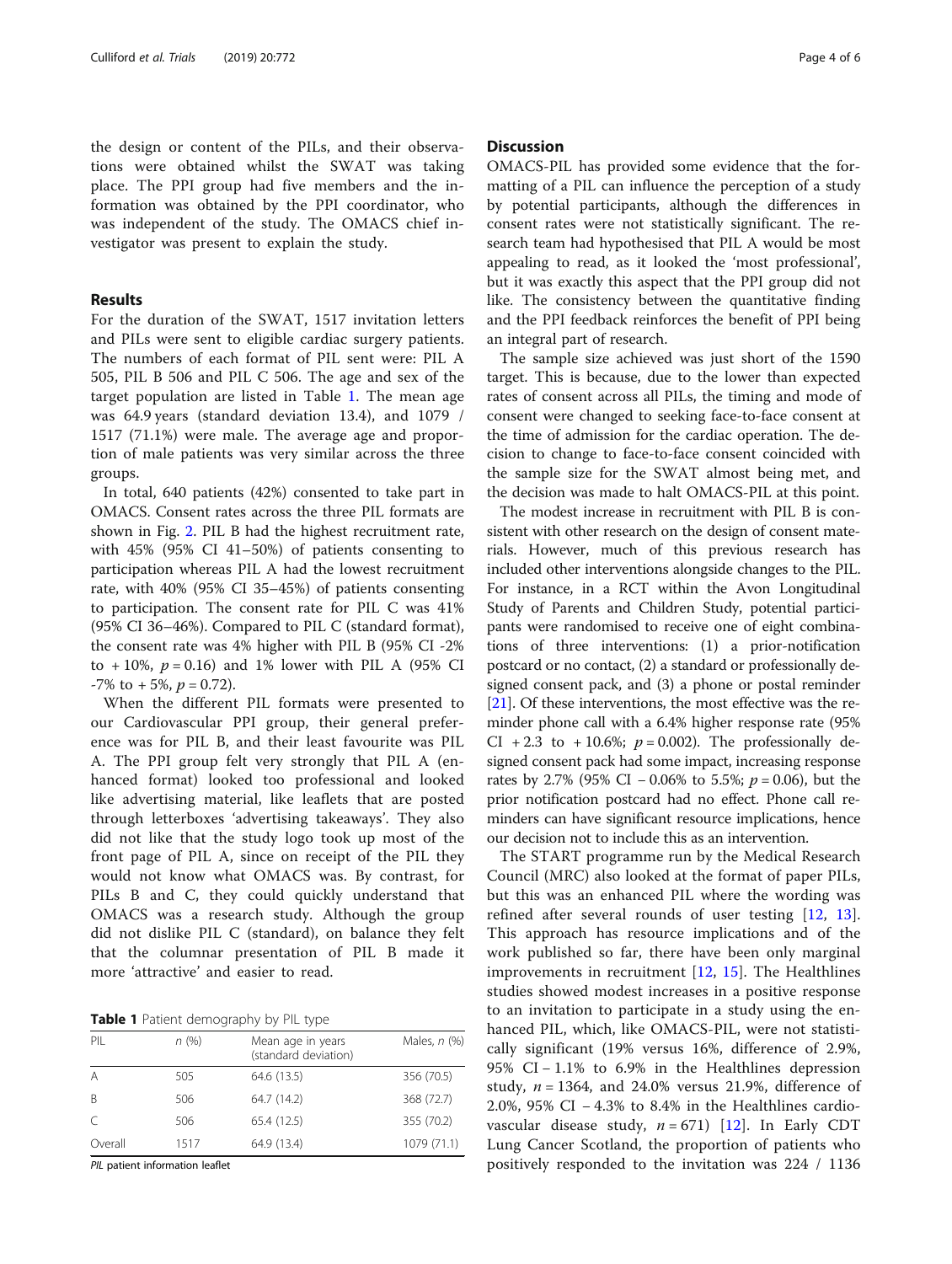the design or content of the PILs, and their observations were obtained whilst the SWAT was taking place. The PPI group had five members and the information was obtained by the PPI coordinator, who was independent of the study. The OMACS chief investigator was present to explain the study.

## Results

For the duration of the SWAT, 1517 invitation letters and PILs were sent to eligible cardiac surgery patients. The numbers of each format of PIL sent were: PIL A 505, PIL B 506 and PIL C 506. The age and sex of the target population are listed in Table 1. The mean age was 64.9 years (standard deviation 13.4), and 1079 / 1517 (71.1%) were male. The average age and proportion of male patients was very similar across the three groups.

In total, 640 patients (42%) consented to take part in OMACS. Consent rates across the three PIL formats are shown in Fig. 2. PIL B had the highest recruitment rate, with 45% (95% CI 41–50%) of patients consenting to participation whereas PIL A had the lowest recruitment rate, with 40% (95% CI 35–45%) of patients consenting to participation. The consent rate for PIL C was 41% (95% CI 36–46%). Compared to PIL C (standard format), the consent rate was 4% higher with PIL B (95% CI -2% to + 10%, $p = 0.16$) and 1% lower with PIL A (95% CI -7% to + 5%, $p = 0.72$).

When the different PIL formats were presented to our Cardiovascular PPI group, their general preference was for PIL B, and their least favourite was PIL A. The PPI group felt very strongly that PIL A (enhanced format) looked too professional and looked like advertising material, like leaflets that are posted through letterboxes 'advertising takeaways'. They also did not like that the study logo took up most of the front page of PIL A, since on receipt of the PIL they would not know what OMACS was. By contrast, for PILs B and C, they could quickly understand that OMACS was a research study. Although the group did not dislike PIL C (standard), on balance they felt that the columnar presentation of PIL B made it more 'attractive' and easier to read.

**Table 1** Patient demography by PIL type

| PIL | n (%) | Mean age in years (standard deviation) | Males, n (%) |
|---|---|---|---|
| A | 505 | 64.6 (13.5) | 356 (70.5) |
| B | 506 | 64.7 (14.2) | 368 (72.7) |
| C | 506 | 65.4 (12.5) | 355 (70.2) |
| Overall | 1517 | 64.9 (13.4) | 1079 (71.1) |

*PIL* patient information leaflet

## Discussion

OMACS-PIL has provided some evidence that the formatting of a PIL can influence the perception of a study by potential participants, although the differences in consent rates were not statistically significant. The research team had hypothesised that PIL A would be most appealing to read, as it looked the 'most professional', but it was exactly this aspect that the PPI group did not like. The consistency between the quantitative finding and the PPI feedback reinforces the benefit of PPI being an integral part of research.

The sample size achieved was just short of the 1590 target. This is because, due to the lower than expected rates of consent across all PILs, the timing and mode of consent were changed to seeking face-to-face consent at the time of admission for the cardiac operation. The decision to change to face-to-face consent coincided with the sample size for the SWAT almost being met, and the decision was made to halt OMACS-PIL at this point.

The modest increase in recruitment with PIL B is consistent with other research on the design of consent materials. However, much of this previous research has included other interventions alongside changes to the PIL. For instance, in a RCT within the Avon Longitudinal Study of Parents and Children Study, potential participants were randomised to receive one of eight combinations of three interventions: (1) a prior-notification postcard or no contact, (2) a standard or professionally designed consent pack, and (3) a phone or postal reminder [21]. Of these interventions, the most effective was the reminder phone call with a 6.4% higher response rate (95% CI + 2.3 to + 10.6%; $p = 0.002$). The professionally designed consent pack had some impact, increasing response rates by 2.7% (95% CI − 0.06% to 5.5%; $p = 0.06$), but the prior notification postcard had no effect. Phone call reminders can have significant resource implications, hence our decision not to include this as an intervention.

The START programme run by the Medical Research Council (MRC) also looked at the format of paper PILs, but this was an enhanced PIL where the wording was refined after several rounds of user testing [12, 13]. This approach has resource implications and of the work published so far, there have been only marginal improvements in recruitment [12, 15]. The Healthlines studies showed modest increases in a positive response to an invitation to participate in a study using the enhanced PIL, which, like OMACS-PIL, were not statistically significant (19% versus 16%, difference of 2.9%, 95% CI – 1.1% to 6.9% in the Healthlines depression study, $n = 1364$, and 24.0% versus 21.9%, difference of 2.0%, 95% CI – 4.3% to 8.4% in the Healthlines cardiovascular disease study, $n = 671$) [12]. In Early CDT Lung Cancer Scotland, the proportion of patients who positively responded to the invitation was 224 / 1136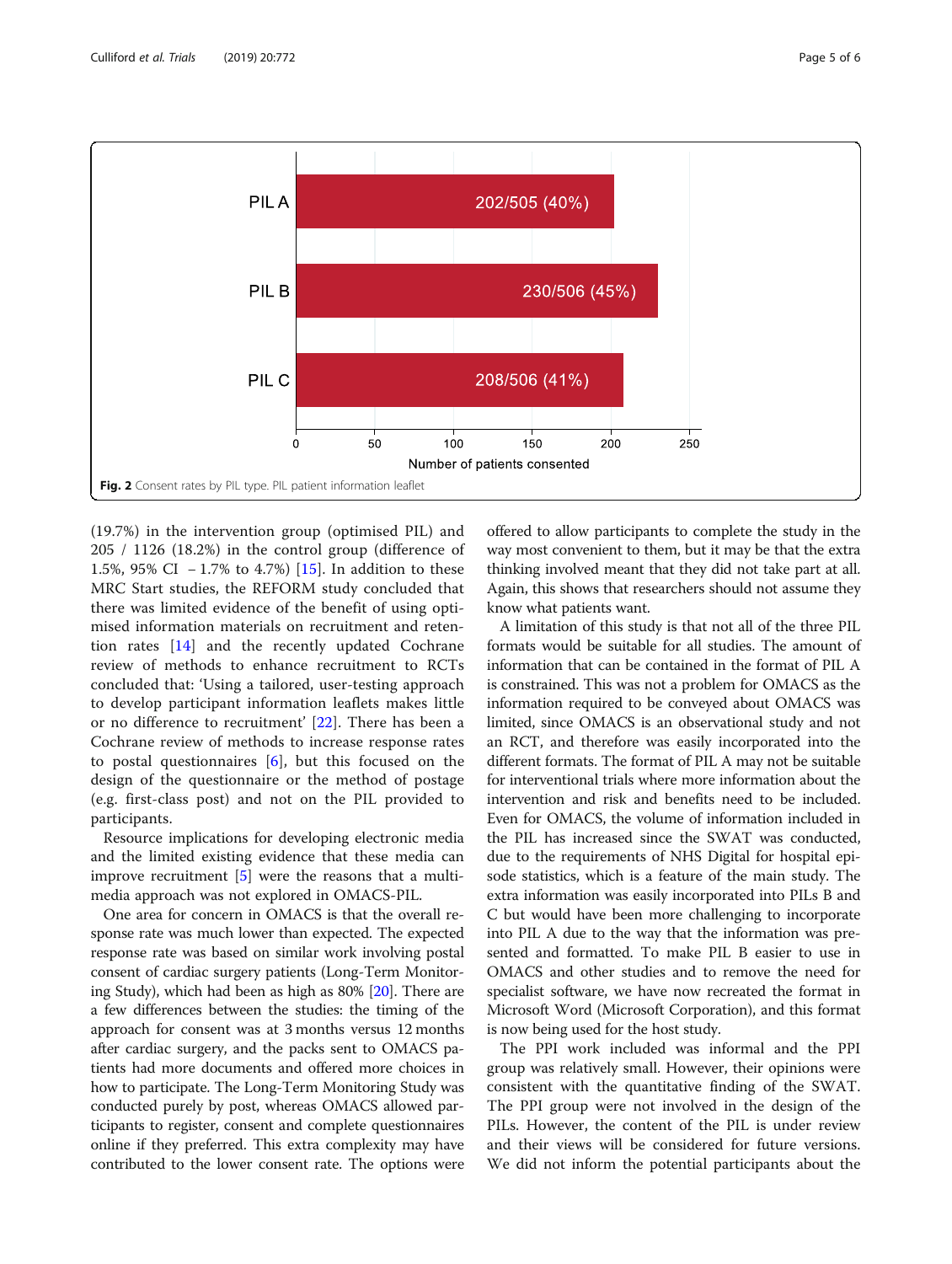PIL A: 202/505 (40%)
PIL B: 230/506 (45%)
PIL C: 208/506 (41%)

Number of patients consented

**Fig. 2** Consent rates by PIL type. PIL patient information leaflet

(19.7%) in the intervention group (optimised PIL) and 205 / 1126 (18.2%) in the control group (difference of 1.5%, 95% CI − 1.7% to 4.7%) [15]. In addition to these MRC Start studies, the REFORM study concluded that there was limited evidence of the benefit of using optimised information materials on recruitment and retention rates [14] and the recently updated Cochrane review of methods to enhance recruitment to RCTs concluded that: 'Using a tailored, user-testing approach to develop participant information leaflets makes little or no difference to recruitment' [22]. There has been a Cochrane review of methods to increase response rates to postal questionnaires [6], but this focused on the design of the questionnaire or the method of postage (e.g. first-class post) and not on the PIL provided to participants.

Resource implications for developing electronic media and the limited existing evidence that these media can improve recruitment [5] were the reasons that a multimedia approach was not explored in OMACS-PIL.

One area for concern in OMACS is that the overall response rate was much lower than expected. The expected response rate was based on similar work involving postal consent of cardiac surgery patients (Long-Term Monitoring Study), which had been as high as 80% [20]. There are a few differences between the studies: the timing of the approach for consent was at 3 months versus 12 months after cardiac surgery, and the packs sent to OMACS patients had more documents and offered more choices in how to participate. The Long-Term Monitoring Study was conducted purely by post, whereas OMACS allowed participants to register, consent and complete questionnaires online if they preferred. This extra complexity may have contributed to the lower consent rate. The options were offered to allow participants to complete the study in the way most convenient to them, but it may be that the extra thinking involved meant that they did not take part at all. Again, this shows that researchers should not assume they know what patients want.

A limitation of this study is that not all of the three PIL formats would be suitable for all studies. The amount of information that can be contained in the format of PIL A is constrained. This was not a problem for OMACS as the information required to be conveyed about OMACS was limited, since OMACS is an observational study and not an RCT, and therefore was easily incorporated into the different formats. The format of PIL A may not be suitable for interventional trials where more information about the intervention and risk and benefits need to be included. Even for OMACS, the volume of information included in the PIL has increased since the SWAT was conducted, due to the requirements of NHS Digital for hospital episode statistics, which is a feature of the main study. The extra information was easily incorporated into PILs B and C but would have been more challenging to incorporate into PIL A due to the way that the information was presented and formatted. To make PIL B easier to use in OMACS and other studies and to remove the need for specialist software, we have now recreated the format in Microsoft Word (Microsoft Corporation), and this format is now being used for the host study.

The PPI work included was informal and the PPI group was relatively small. However, their opinions were consistent with the quantitative finding of the SWAT. The PPI group were not involved in the design of the PILs. However, the content of the PIL is under review and their views will be considered for future versions. We did not inform the potential participants about the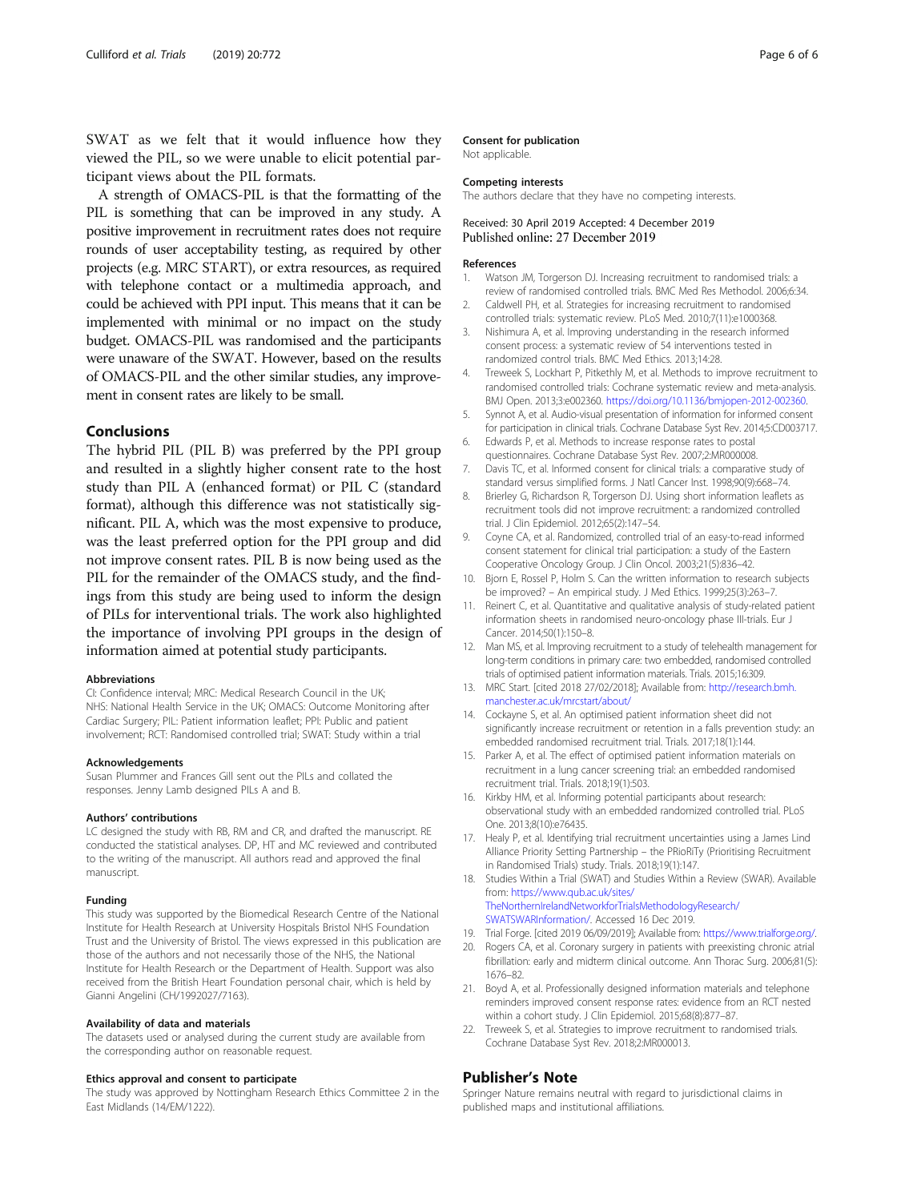SWAT as we felt that it would influence how they viewed the PIL, so we were unable to elicit potential participant views about the PIL formats.

A strength of OMACS-PIL is that the formatting of the PIL is something that can be improved in any study. A positive improvement in recruitment rates does not require rounds of user acceptability testing, as required by other projects (e.g. MRC START), or extra resources, as required with telephone contact or a multimedia approach, and could be achieved with PPI input. This means that it can be implemented with minimal or no impact on the study budget. OMACS-PIL was randomised and the participants were unaware of the SWAT. However, based on the results of OMACS-PIL and the other similar studies, any improvement in consent rates are likely to be small.

## Conclusions

The hybrid PIL (PIL B) was preferred by the PPI group and resulted in a slightly higher consent rate to the host study than PIL A (enhanced format) or PIL C (standard format), although this difference was not statistically significant. PIL A, which was the most expensive to produce, was the least preferred option for the PPI group and did not improve consent rates. PIL B is now being used as the PIL for the remainder of the OMACS study, and the findings from this study are being used to inform the design of PILs for interventional trials. The work also highlighted the importance of involving PPI groups in the design of information aimed at potential study participants.

#### Abbreviations

CI: Confidence interval; MRC: Medical Research Council in the UK; NHS: National Health Service in the UK; OMACS: Outcome Monitoring after Cardiac Surgery; PIL: Patient information leaflet; PPI: Public and patient involvement; RCT: Randomised controlled trial; SWAT: Study within a trial

#### Acknowledgements

Susan Plummer and Frances Gill sent out the PILs and collated the responses. Jenny Lamb designed PILs A and B.

#### Authors' contributions

LC designed the study with RB, RM and CR, and drafted the manuscript. RE conducted the statistical analyses. DP, HT and MC reviewed and contributed to the writing of the manuscript. All authors read and approved the final manuscript.

#### Funding

This study was supported by the Biomedical Research Centre of the National Institute for Health Research at University Hospitals Bristol NHS Foundation Trust and the University of Bristol. The views expressed in this publication are those of the authors and not necessarily those of the NHS, the National Institute for Health Research or the Department of Health. Support was also received from the British Heart Foundation personal chair, which is held by Gianni Angelini (CH/1992027/7163).

#### Availability of data and materials

The datasets used or analysed during the current study are available from the corresponding author on reasonable request.

#### Ethics approval and consent to participate

The study was approved by Nottingham Research Ethics Committee 2 in the East Midlands (14/EM/1222).

#### Consent for publication

Not applicable.

#### Competing interests

The authors declare that they have no competing interests.

Received: 30 April 2019 Accepted: 4 December 2019
Published online: 27 December 2019

#### References

1. Watson JM, Torgerson DJ. Increasing recruitment to randomised trials: a review of randomised controlled trials. BMC Med Res Methodol. 2006;6:34.
2. Caldwell PH, et al. Strategies for increasing recruitment to randomised controlled trials: systematic review. PLoS Med. 2010;7(11):e1000368.
3. Nishimura A, et al. Improving understanding in the research informed consent process: a systematic review of 54 interventions tested in randomized control trials. BMC Med Ethics. 2013;14:28.
4. Treweek S, Lockhart P, Pitkethly M, et al. Methods to improve recruitment to randomised controlled trials: Cochrane systematic review and meta-analysis. BMJ Open. 2013;3:e002360. https://doi.org/10.1136/bmjopen-2012-002360.
5. Synnot A, et al. Audio-visual presentation of information for informed consent for participation in clinical trials. Cochrane Database Syst Rev. 2014;5:CD003717.
6. Edwards P, et al. Methods to increase response rates to postal questionnaires. Cochrane Database Syst Rev. 2007;2:MR000008.
7. Davis TC, et al. Informed consent for clinical trials: a comparative study of standard versus simplified forms. J Natl Cancer Inst. 1998;90(9):668–74.
8. Brierley G, Richardson R, Torgerson DJ. Using short information leaflets as recruitment tools did not improve recruitment: a randomized controlled trial. J Clin Epidemiol. 2012;65(2):147–54.
9. Coyne CA, et al. Randomized, controlled trial of an easy-to-read informed consent statement for clinical trial participation: a study of the Eastern Cooperative Oncology Group. J Clin Oncol. 2003;21(5):836–42.
10. Bjorn E, Rossel P, Holm S. Can the written information to research subjects be improved? – An empirical study. J Med Ethics. 1999;25(3):263–7.
11. Reinert C, et al. Quantitative and qualitative analysis of study-related patient information sheets in randomised neuro-oncology phase III-trials. Eur J Cancer. 2014;50(1):150–8.
12. Man MS, et al. Improving recruitment to a study of telehealth management for long-term conditions in primary care: two embedded, randomised controlled trials of optimised patient information materials. Trials. 2015;16:309.
13. MRC Start. [cited 2018 27/02/2018]; Available from: http://research.bmh.manchester.ac.uk/mrcstart/about/
14. Cockayne S, et al. An optimised patient information sheet did not significantly increase recruitment or retention in a falls prevention study: an embedded randomised recruitment trial. Trials. 2017;18(1):144.
15. Parker A, et al. The effect of optimised patient information materials on recruitment in a lung cancer screening trial: an embedded randomised recruitment trial. Trials. 2018;19(1):503.
16. Kirkby HM, et al. Informing potential participants about research: observational study with an embedded randomized controlled trial. PLoS One. 2013;8(10):e76435.
17. Healy P, et al. Identifying trial recruitment uncertainties using a James Lind Alliance Priority Setting Partnership – the PRioRiTy (Prioritising Recruitment in Randomised Trials) study. Trials. 2018;19(1):147.
18. Studies Within a Trial (SWAT) and Studies Within a Review (SWAR). Available from: https://www.qub.ac.uk/sites/TheNorthernIrelandNetworkforTrialsMethodologyResearch/SWATSWARInformation/. Accessed 16 Dec 2019.
19. Trial Forge. [cited 2019 06/09/2019]; Available from: https://www.trialforge.org/.
20. Rogers CA, et al. Coronary surgery in patients with preexisting chronic atrial fibrillation: early and midterm clinical outcome. Ann Thorac Surg. 2006;81(5):1676–82.
21. Boyd A, et al. Professionally designed information materials and telephone reminders improved consent response rates: evidence from an RCT nested within a cohort study. J Clin Epidemiol. 2015;68(8):877–87.
22. Treweek S, et al. Strategies to improve recruitment to randomised trials. Cochrane Database Syst Rev. 2018;2:MR000013.

## Publisher's Note

Springer Nature remains neutral with regard to jurisdictional claims in published maps and institutional affiliations.